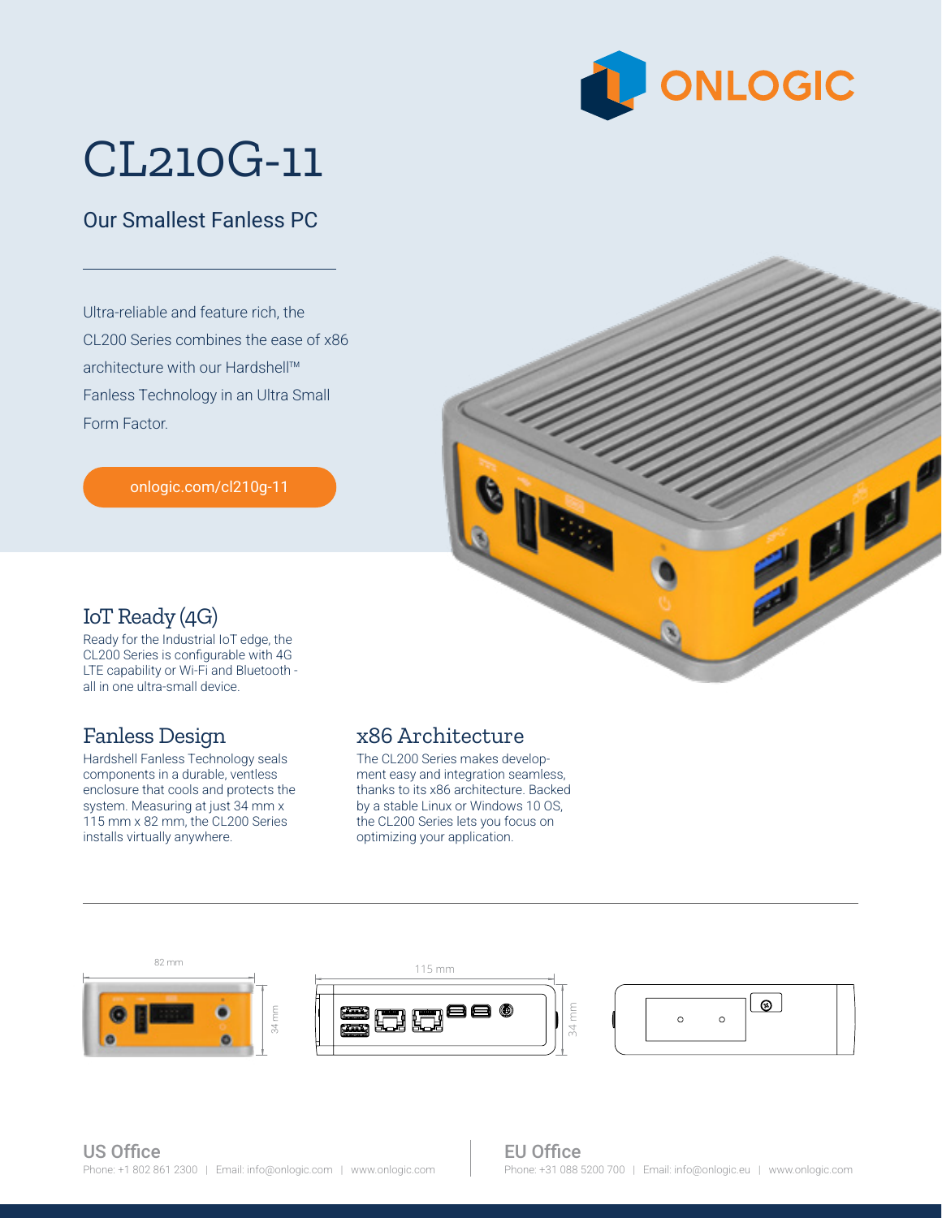ONLOGIC

# CL210G-11

## Our Smallest Fanless PC

Ultra-reliable and feature rich, the CL200 Series combines the ease of x86 architecture with our Hardshell™ Fanless Technology in an Ultra Small Form Factor.

onlogic.com/cl210g-11

### IoT Ready (4G)

Ready for the Industrial IoT edge, the CL200 Series is configurable with 4G LTE capability or Wi-Fi and Bluetooth - all in one ultra-small device.

### Fanless Design

Hardshell Fanless Technology seals components in a durable, ventless enclosure that cools and protects the system. Measuring at just 34 mm x 115 mm x 82 mm, the CL200 Series installs virtually anywhere.

### x86 Architecture

The CL200 Series makes development easy and integration seamless, thanks to its x86 architecture. Backed by a stable Linux or Windows 10 OS, the CL200 Series lets you focus on optimizing your application.

82 mm | 34 mm | 115 mm | 34 mm

**US Office**
Phone: +1 802 861 2300 | Email: info@onlogic.com | www.onlogic.com

**EU Office**
Phone: +31 088 5200 700 | Email: info@onlogic.eu | www.onlogic.com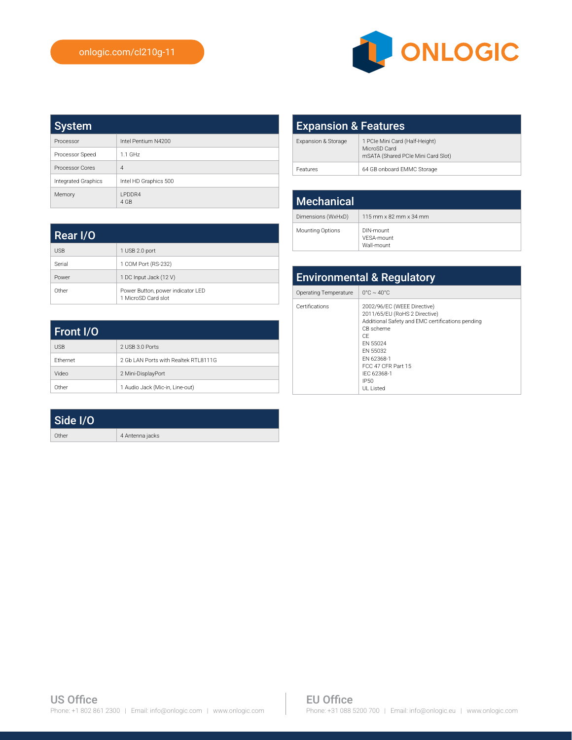onlogic.com/cl210g-11

## System

| Processor | Intel Pentium N4200 |
|---|---|
| Processor Speed | 1.1 GHz |
| Processor Cores | 4 |
| Integrated Graphics | Intel HD Graphics 500 |
| Memory | LPDDR4<br>4 GB |

## Rear I/O

| USB | 1 USB 2.0 port |
|---|---|
| Serial | 1 COM Port (RS-232) |
| Power | 1 DC Input Jack (12 V) |
| Other | Power Button, power indicator LED<br>1 MicroSD Card slot |

## Front I/O

| USB | 2 USB 3.0 Ports |
|---|---|
| Ethernet | 2 Gb LAN Ports with Realtek RTL8111G |
| Video | 2 Mini-DisplayPort |
| Other | 1 Audio Jack (Mic-in, Line-out) |

## Side I/O

| Other | 4 Antenna jacks |
|---|---|

## Expansion & Features

| Expansion & Storage | 1 PCIe Mini Card (Half-Height)<br>MicroSD Card<br>mSATA (Shared PCIe Mini Card Slot) |
|---|---|
| Features | 64 GB onboard EMMC Storage |

## Mechanical

| Dimensions (WxHxD) | 115 mm x 82 mm x 34 mm |
|---|---|
| Mounting Options | DIN-mount<br>VESA-mount<br>Wall-mount |

## Environmental & Regulatory

| Operating Temperature | 0°C ~ 40°C |
|---|---|
| Certifications | 2002/96/EC (WEEE Directive)<br>2011/65/EU (RoHS 2 Directive)<br>Additional Safety and EMC certifications pending<br>CB scheme<br>CE<br>EN 55024<br>EN 55032<br>EN 62368-1<br>FCC 47 CFR Part 15<br>IEC 62368-1<br>IP50<br>UL Listed |

**US Office**
Phone: +1 802 861 2300 | Email: info@onlogic.com | www.onlogic.com

**EU Office**
Phone: +31 088 5200 700 | Email: info@onlogic.eu | www.onlogic.com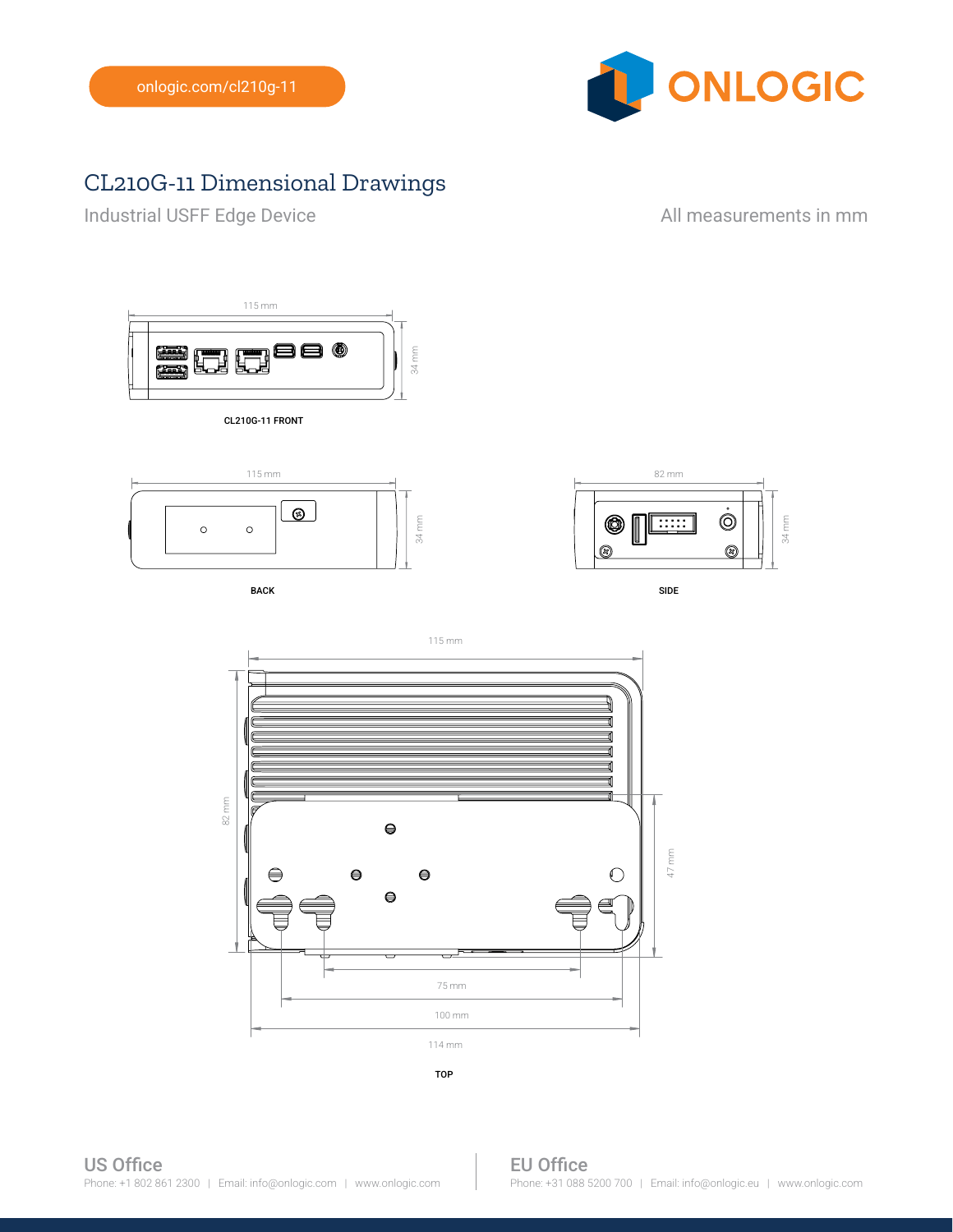onlogic.com/cl210g-11

# CL210G-11 Dimensional Drawings

Industrial USFF Edge Device

All measurements in mm

115 mm

34 mm

CL210G-11 FRONT

115 mm

34 mm

BACK

82 mm

34 mm

SIDE

115 mm

82 mm

47 mm

75 mm

100 mm

114 mm

TOP

**US Office**
Phone: +1 802 861 2300 | Email: info@onlogic.com | www.onlogic.com

**EU Office**
Phone: +31 088 5200 700 | Email: info@onlogic.eu | www.onlogic.com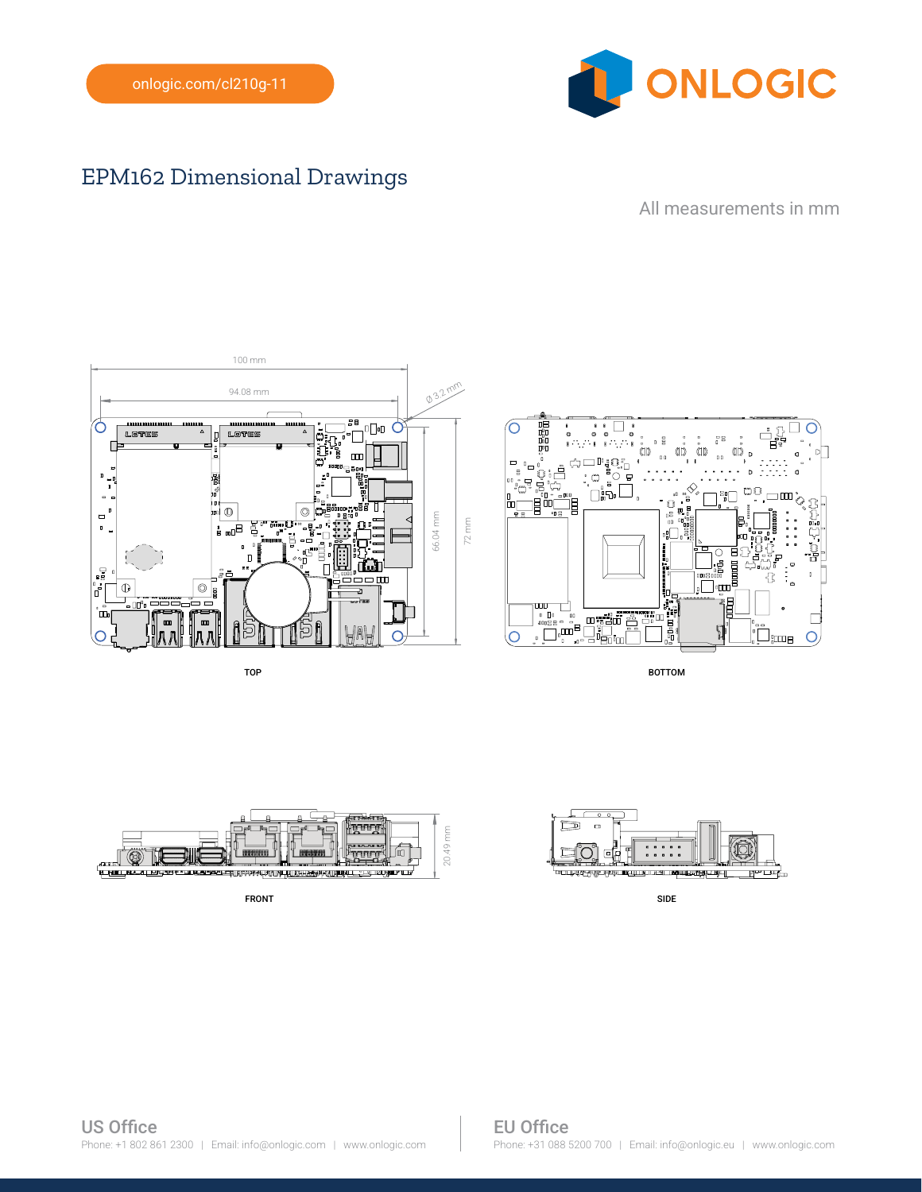onlogic.com/cl210g-11

# EPM162 Dimensional Drawings

All measurements in mm

100 mm

94.08 mm

Ø 3.2 mm

66.04 mm

72 mm

TOP

BOTTOM

20.49 mm

FRONT

SIDE

**US Office**
Phone: +1 802 861 2300 | Email: info@onlogic.com | www.onlogic.com

**EU Office**
Phone: +31 088 5200 700 | Email: info@onlogic.eu | www.onlogic.com